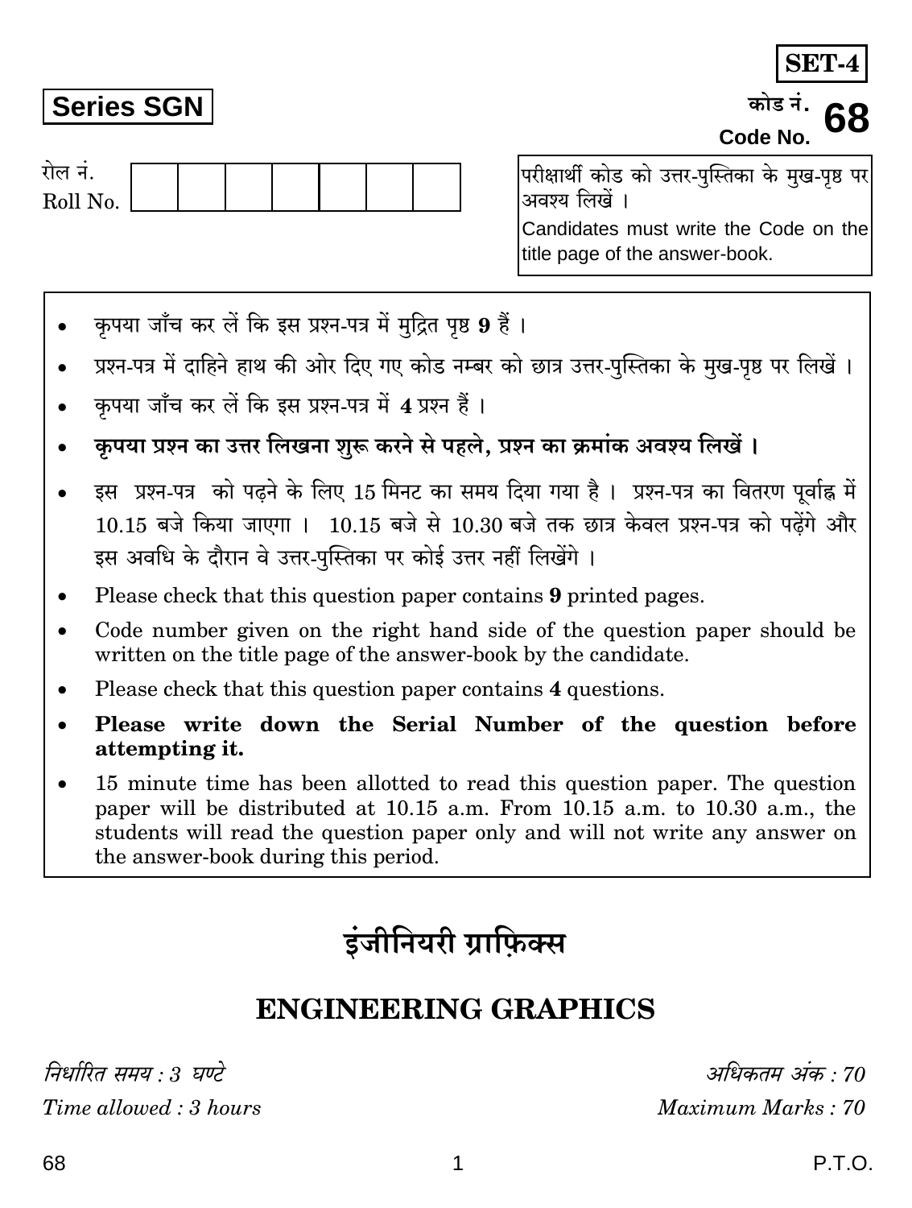**SET-4**

**Series SGN**

कोड नं. **68**
Code No.

रोल नं.
Roll No.

परीक्षार्थी कोड को उत्तर-पुस्तिका के मुख-पृष्ठ पर अवश्य लिखें ।

Candidates must write the Code on the title page of the answer-book.

- कृपया जाँच कर लें कि इस प्रश्न-पत्र में मुद्रित पृष्ठ **9** हैं ।
- प्रश्न-पत्र में दाहिने हाथ की ओर दिए गए कोड नम्बर को छात्र उत्तर-पुस्तिका के मुख-पृष्ठ पर लिखें ।
- कृपया जाँच कर लें कि इस प्रश्न-पत्र में **4** प्रश्न हैं ।
- **कृपया प्रश्न का उत्तर लिखना शुरू करने से पहले, प्रश्न का क्रमांक अवश्य लिखें ।**
- इस प्रश्न-पत्र को पढ़ने के लिए 15 मिनट का समय दिया गया है । प्रश्न-पत्र का वितरण पूर्वाह्न में 10.15 बजे किया जाएगा । 10.15 बजे से 10.30 बजे तक छात्र केवल प्रश्न-पत्र को पढ़ेंगे और इस अवधि के दौरान वे उत्तर-पुस्तिका पर कोई उत्तर नहीं लिखेंगे ।
- Please check that this question paper contains **9** printed pages.
- Code number given on the right hand side of the question paper should be written on the title page of the answer-book by the candidate.
- Please check that this question paper contains **4** questions.
- **Please write down the Serial Number of the question before attempting it.**
- 15 minute time has been allotted to read this question paper. The question paper will be distributed at 10.15 a.m. From 10.15 a.m. to 10.30 a.m., the students will read the question paper only and will not write any answer on the answer-book during this period.

# इंजीनियरी ग्राफ़िक्स

# ENGINEERING GRAPHICS

*निर्धारित समय : 3 घण्टे* | *अधिकतम अंक : 70*

*Time allowed : 3 hours* | *Maximum Marks : 70*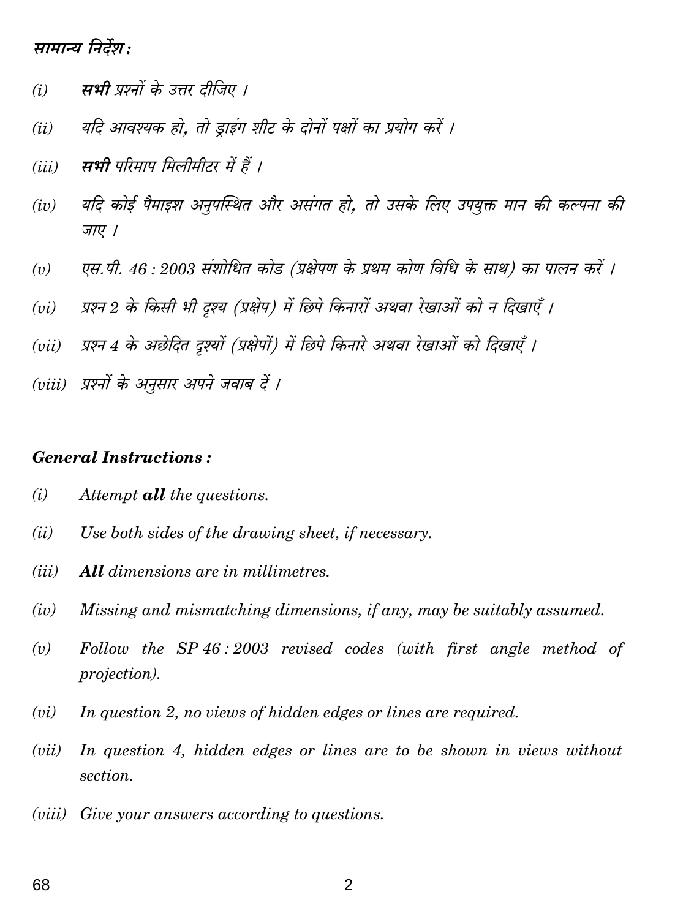## सामान्य निर्देश :

*(i)* **सभी** प्रश्नों के उत्तर दीजिए ।

*(ii)* यदि आवश्यक हो, तो ड्राइंग शीट के दोनों पक्षों का प्रयोग करें ।

*(iii)* **सभी** परिमाप मिलीमीटर में हैं ।

*(iv)* यदि कोई पैमाइश अनुपस्थित और असंगत हो, तो उसके लिए उपयुक्त मान की कल्पना की जाए ।

*(v)* एस.पी. 46 : 2003 संशोधित कोड (प्रक्षेपण के प्रथम कोण विधि के साथ) का पालन करें ।

*(vi)* प्रश्न 2 के किसी भी दृश्य (प्रक्षेप) में छिपे किनारों अथवा रेखाओं को न दिखाएँ ।

*(vii)* प्रश्न 4 के अछेदित दृश्यों (प्रक्षेपों) में छिपे किनारे अथवा रेखाओं को दिखाएँ ।

*(viii)* प्रश्नों के अनुसार अपने जवाब दें ।

## General Instructions :

*(i)* Attempt **all** the questions.

*(ii)* Use both sides of the drawing sheet, if necessary.

*(iii)* **All** dimensions are in millimetres.

*(iv)* Missing and mismatching dimensions, if any, may be suitably assumed.

*(v)* Follow the SP 46 : 2003 revised codes (with first angle method of projection).

*(vi)* In question 2, no views of hidden edges or lines are required.

*(vii)* In question 4, hidden edges or lines are to be shown in views without section.

*(viii)* Give your answers according to questions.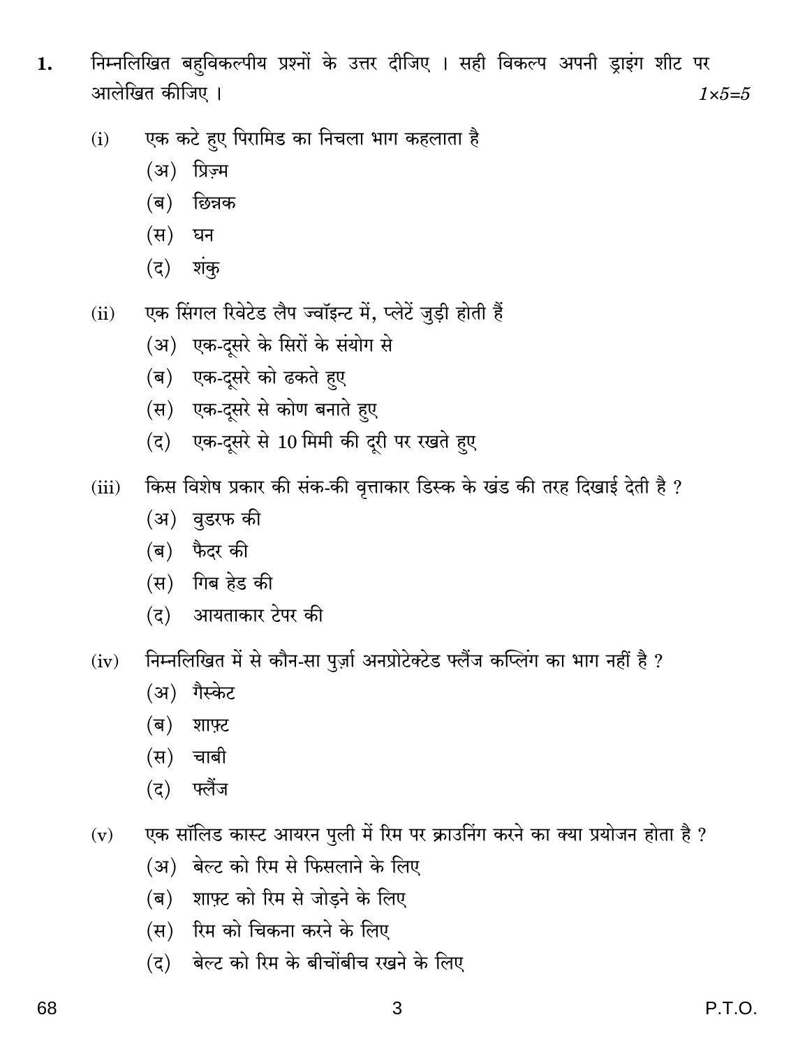1. निम्नलिखित बहुविकल्पीय प्रश्नों के उत्तर दीजिए । सही विकल्प अपनी ड्राइंग शीट पर आलेखित कीजिए । *1×5=5*

   (i) एक कटे हुए पिरामिड का निचला भाग कहलाता है

   (अ) प्रिज़्म

   (ब) छिन्नक

   (स) घन

   (द) शंकु

   (ii) एक सिंगल रिवेटेड लैप ज्वॉइन्ट में, प्लेटें जुड़ी होती हैं

   (अ) एक-दूसरे के सिरों के संयोग से

   (ब) एक-दूसरे को ढकते हुए

   (स) एक-दूसरे से कोण बनाते हुए

   (द) एक-दूसरे से 10 मिमी की दूरी पर रखते हुए

   (iii) किस विशेष प्रकार की संक-की वृत्ताकार डिस्क के खंड की तरह दिखाई देती है ?

   (अ) वुडरफ की

   (ब) फैदर की

   (स) गिब हेड की

   (द) आयताकार टेपर की

   (iv) निम्नलिखित में से कौन-सा पुर्ज़ा अनप्रोटेक्टेड फ्लैंज कप्लिंग का भाग नहीं है ?

   (अ) गैस्केट

   (ब) शाफ़्ट

   (स) चाबी

   (द) फ्लैंज

   (v) एक सॉलिड कास्ट आयरन पुली में रिम पर क्राउनिंग करने का क्या प्रयोजन होता है ?

   (अ) बेल्ट को रिम से फिसलाने के लिए

   (ब) शाफ़्ट को रिम से जोड़ने के लिए

   (स) रिम को चिकना करने के लिए

   (द) बेल्ट को रिम के बीचोंबीच रखने के लिए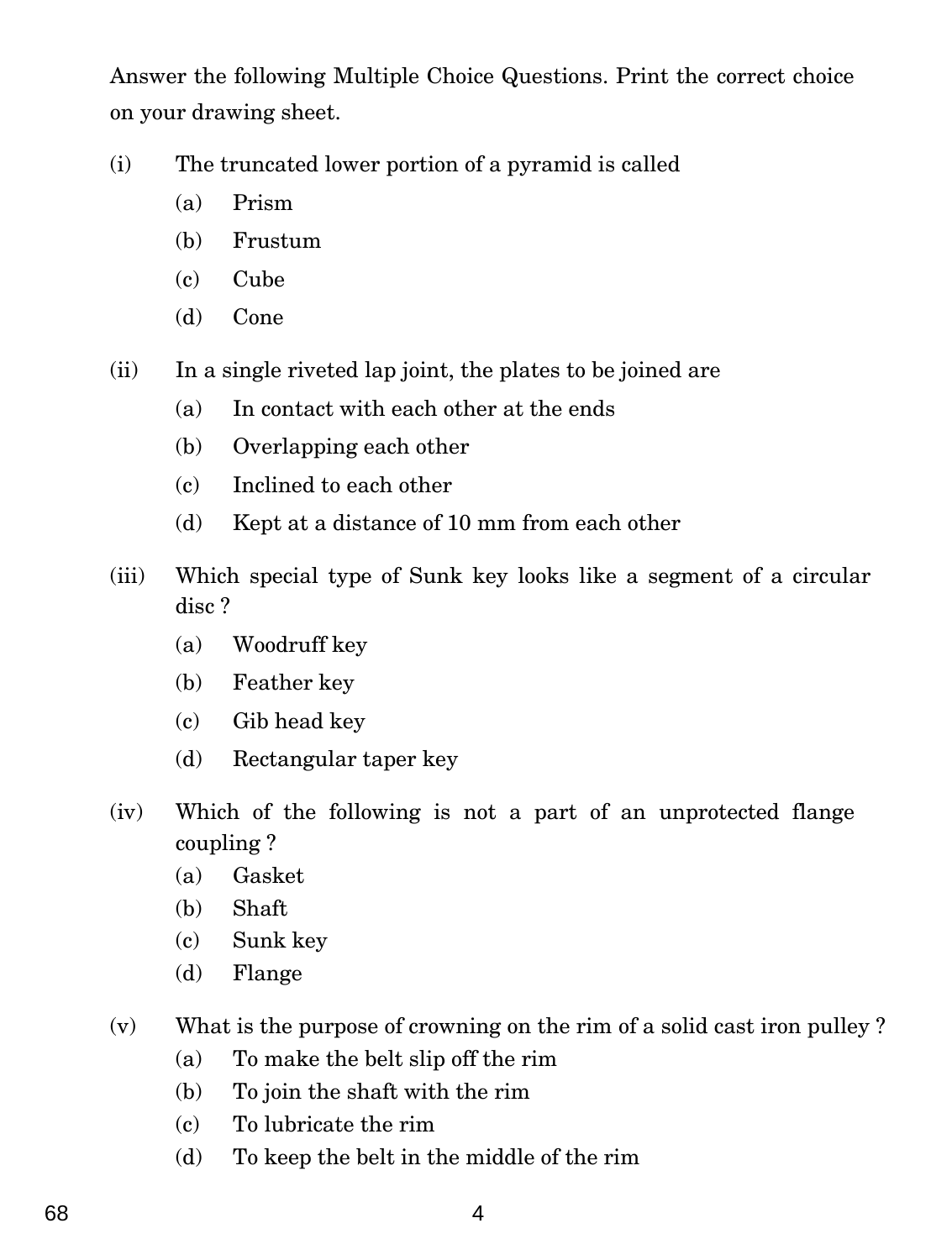Answer the following Multiple Choice Questions. Print the correct choice on your drawing sheet.

(i) The truncated lower portion of a pyramid is called

- (a) Prism
- (b) Frustum
- (c) Cube
- (d) Cone

(ii) In a single riveted lap joint, the plates to be joined are

- (a) In contact with each other at the ends
- (b) Overlapping each other
- (c) Inclined to each other
- (d) Kept at a distance of 10 mm from each other

(iii) Which special type of Sunk key looks like a segment of a circular disc ?

- (a) Woodruff key
- (b) Feather key
- (c) Gib head key
- (d) Rectangular taper key

(iv) Which of the following is not a part of an unprotected flange coupling ?

- (a) Gasket
- (b) Shaft
- (c) Sunk key
- (d) Flange

(v) What is the purpose of crowning on the rim of a solid cast iron pulley ?

- (a) To make the belt slip off the rim
- (b) To join the shaft with the rim
- (c) To lubricate the rim
- (d) To keep the belt in the middle of the rim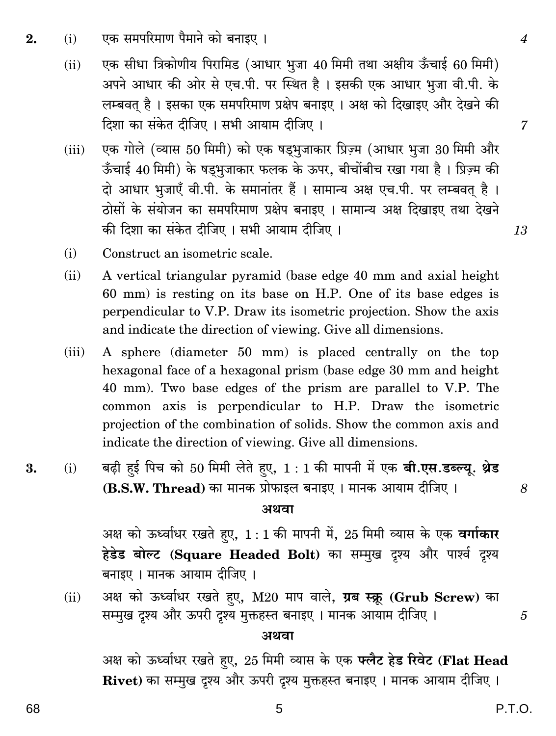2. (i) एक समपरिमाण पैमाने को बनाइए । 4

(ii) एक सीधा त्रिकोणीय पिरामिड (आधार भुजा 40 मिमी तथा अक्षीय ऊँचाई 60 मिमी) अपने आधार की ओर से एच.पी. पर स्थित है । इसकी एक आधार भुजा वी.पी. के लम्बवत् है । इसका एक समपरिमाण प्रक्षेप बनाइए । अक्ष को दिखाइए और देखने की दिशा का संकेत दीजिए । सभी आयाम दीजिए । 7

(iii) एक गोले (व्यास 50 मिमी) को एक षड्भुजाकार प्रिज़्म (आधार भुजा 30 मिमी और ऊँचाई 40 मिमी) के षड्भुजाकार फलक के ऊपर, बीचोंबीच रखा गया है । प्रिज़्म की दो आधार भुजाएँ वी.पी. के समानांतर हैं । सामान्य अक्ष एच.पी. पर लम्बवत् है । ठोसों के संयोजन का समपरिमाण प्रक्षेप बनाइए । सामान्य अक्ष दिखाइए तथा देखने की दिशा का संकेत दीजिए । सभी आयाम दीजिए । 13

(i) Construct an isometric scale.

(ii) A vertical triangular pyramid (base edge 40 mm and axial height 60 mm) is resting on its base on H.P. One of its base edges is perpendicular to V.P. Draw its isometric projection. Show the axis and indicate the direction of viewing. Give all dimensions.

(iii) A sphere (diameter 50 mm) is placed centrally on the top hexagonal face of a hexagonal prism (base edge 30 mm and height 40 mm). Two base edges of the prism are parallel to V.P. The common axis is perpendicular to H.P. Draw the isometric projection of the combination of solids. Show the common axis and indicate the direction of viewing. Give all dimensions.

3. (i) बढ़ी हुई पिच को 50 मिमी लेते हुए, 1 : 1 की मापनी में एक **बी.एस.डब्ल्यू. थ्रेड (B.S.W. Thread)** का मानक प्रोफाइल बनाइए । मानक आयाम दीजिए । 8

**अथवा**

अक्ष को ऊर्ध्वाधर रखते हुए, 1 : 1 की मापनी में, 25 मिमी व्यास के एक **वर्गाकार हेडेड बोल्ट (Square Headed Bolt)** का सम्मुख दृश्य और पार्श्व दृश्य बनाइए । मानक आयाम दीजिए ।

(ii) अक्ष को ऊर्ध्वाधर रखते हुए, M20 माप वाले, **ग्रब स्क्रू (Grub Screw)** का सम्मुख दृश्य और ऊपरी दृश्य मुक्तहस्त बनाइए । मानक आयाम दीजिए । 5

**अथवा**

अक्ष को ऊर्ध्वाधर रखते हुए, 25 मिमी व्यास के एक **फ्लैट हेड रिवेट (Flat Head Rivet)** का सम्मुख दृश्य और ऊपरी दृश्य मुक्तहस्त बनाइए । मानक आयाम दीजिए ।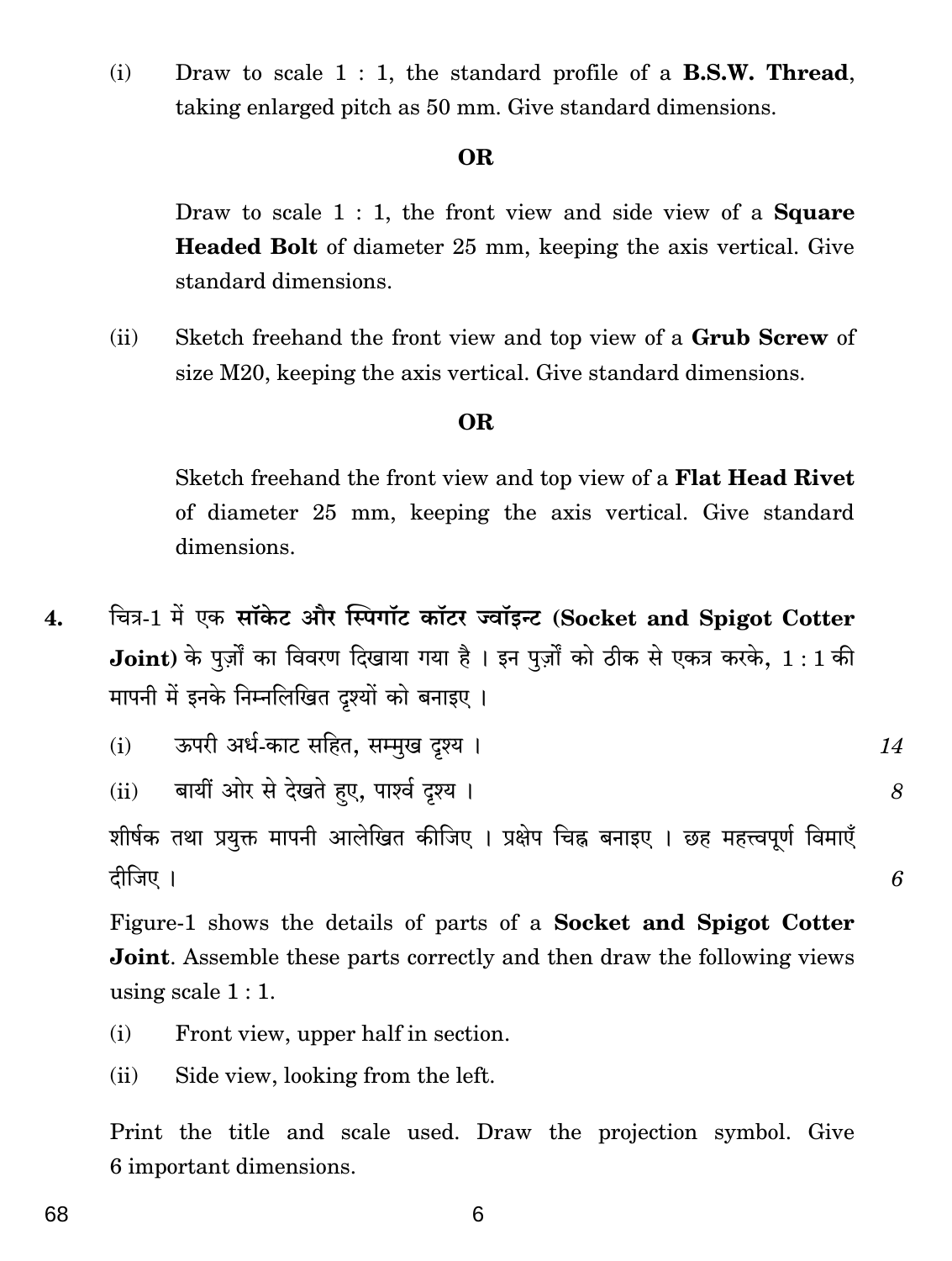(i) Draw to scale 1 : 1, the standard profile of a **B.S.W. Thread**, taking enlarged pitch as 50 mm. Give standard dimensions.

**OR**

Draw to scale 1 : 1, the front view and side view of a **Square Headed Bolt** of diameter 25 mm, keeping the axis vertical. Give standard dimensions.

(ii) Sketch freehand the front view and top view of a **Grub Screw** of size M20, keeping the axis vertical. Give standard dimensions.

**OR**

Sketch freehand the front view and top view of a **Flat Head Rivet** of diameter 25 mm, keeping the axis vertical. Give standard dimensions.

4. चित्र-1 में एक **सॉकेट और स्पिगॉट कॉटर ज्वॉइन्ट (Socket and Spigot Cotter Joint)** के पुर्ज़ों का विवरण दिखाया गया है । इन पुर्ज़ों को ठीक से एकत्र करके, 1 : 1 की मापनी में इनके निम्नलिखित दृश्यों को बनाइए ।

(i) ऊपरी अर्ध-काट सहित, सम्मुख दृश्य । *14*

(ii) बायीं ओर से देखते हुए, पार्श्व दृश्य । *8*

शीर्षक तथा प्रयुक्त मापनी आलेखित कीजिए । प्रक्षेप चिह्न बनाइए । छह महत्त्वपूर्ण विमाएँ दीजिए । *6*

Figure-1 shows the details of parts of a **Socket and Spigot Cotter Joint**. Assemble these parts correctly and then draw the following views using scale 1 : 1.

(i) Front view, upper half in section.

(ii) Side view, looking from the left.

Print the title and scale used. Draw the projection symbol. Give 6 important dimensions.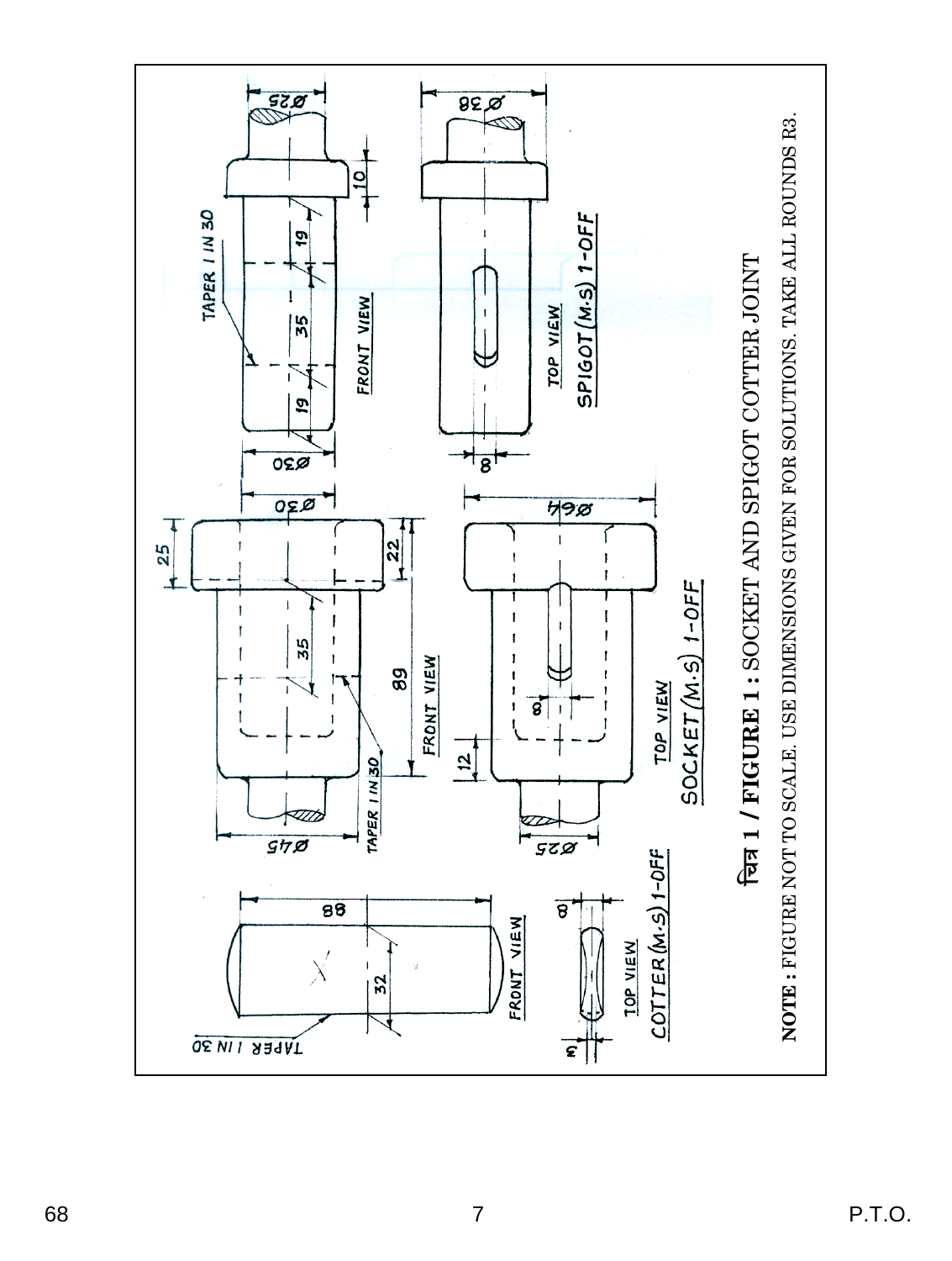चित्र 1 / **FIGURE 1 :** SOCKET AND SPIGOT COTTER JOINT

**NOTE :** FIGURE NOT TO SCALE. USE DIMENSIONS GIVEN FOR SOLUTIONS. TAKE ALL ROUNDS R3.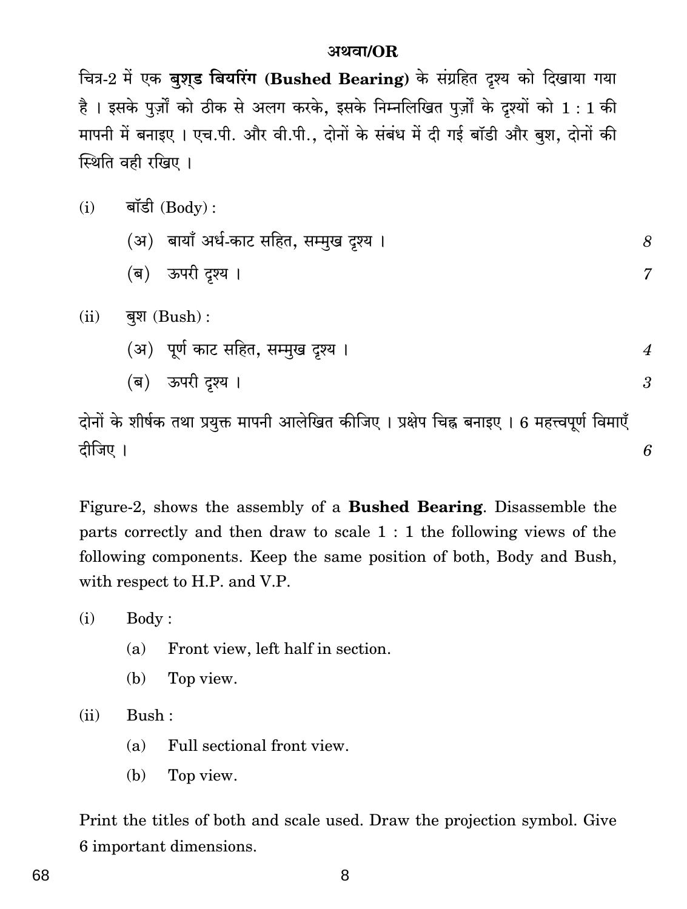**अथवा/OR**

चित्र-2 में एक **बुश्ड बियरिंग (Bushed Bearing)** के संग्रहित दृश्य को दिखाया गया है । इसके पुर्ज़ों को ठीक से अलग करके, इसके निम्नलिखित पुर्ज़ों के दृश्यों को 1 : 1 की मापनी में बनाइए । एच.पी. और वी.पी., दोनों के संबंध में दी गई बॉडी और बुश, दोनों की स्थिति वही रखिए ।

(i) बॉडी (Body) :

(अ) बायाँ अर्ध-काट सहित, सम्मुख दृश्य । *8*

(ब) ऊपरी दृश्य । *7*

(ii) बुश (Bush) :

(अ) पूर्ण काट सहित, सम्मुख दृश्य । *4*

(ब) ऊपरी दृश्य । *3*

दोनों के शीर्षक तथा प्रयुक्त मापनी आलेखित कीजिए । प्रक्षेप चिह्न बनाइए । 6 महत्त्वपूर्ण विमाएँ दीजिए । *6*

Figure-2, shows the assembly of a **Bushed Bearing**. Disassemble the parts correctly and then draw to scale 1 : 1 the following views of the following components. Keep the same position of both, Body and Bush, with respect to H.P. and V.P.

(i) Body :

(a) Front view, left half in section.

(b) Top view.

(ii) Bush :

(a) Full sectional front view.

(b) Top view.

Print the titles of both and scale used. Draw the projection symbol. Give 6 important dimensions.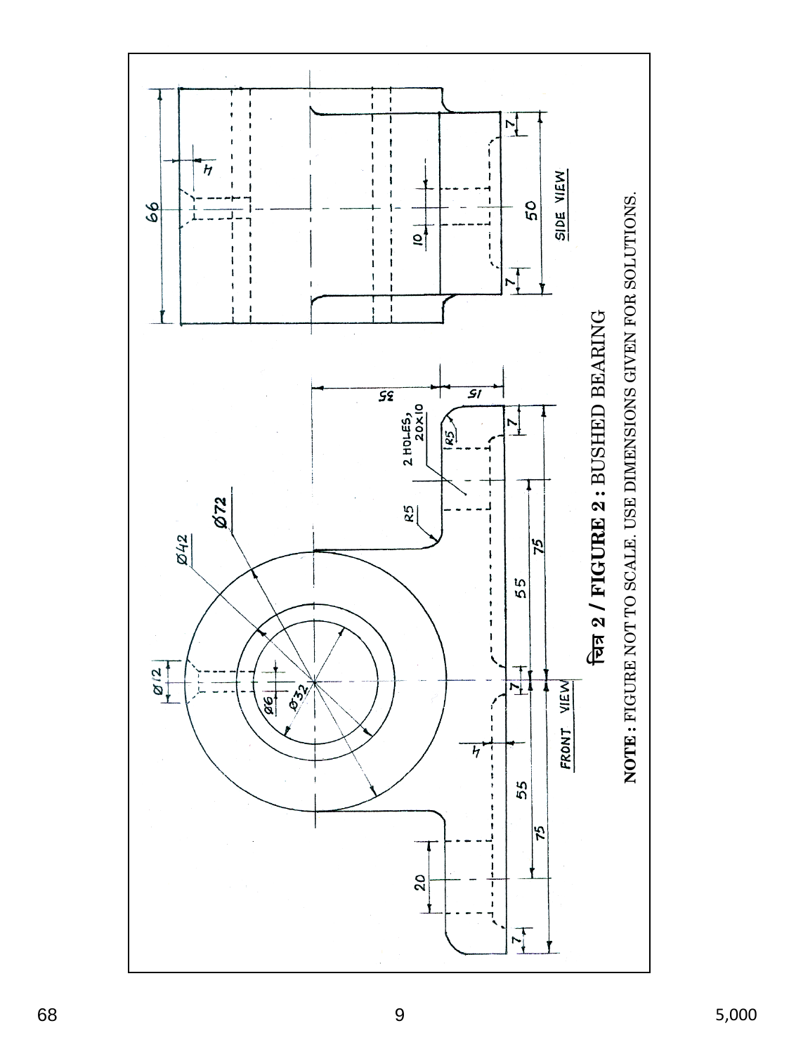SIDE VIEW

66

4

10

50

7

7

FRONT VIEW

Ø72

Ø42

Ø12

Ø6

Ø32

2 HOLES, 20x10

R5

R5

35

15

20

4

55

75

55

75

7

7

7

चित्र 2 / **FIGURE 2 :** BUSHED BEARING

**NOTE :** FIGURE NOT TO SCALE. USE DIMENSIONS GIVEN FOR SOLUTIONS.